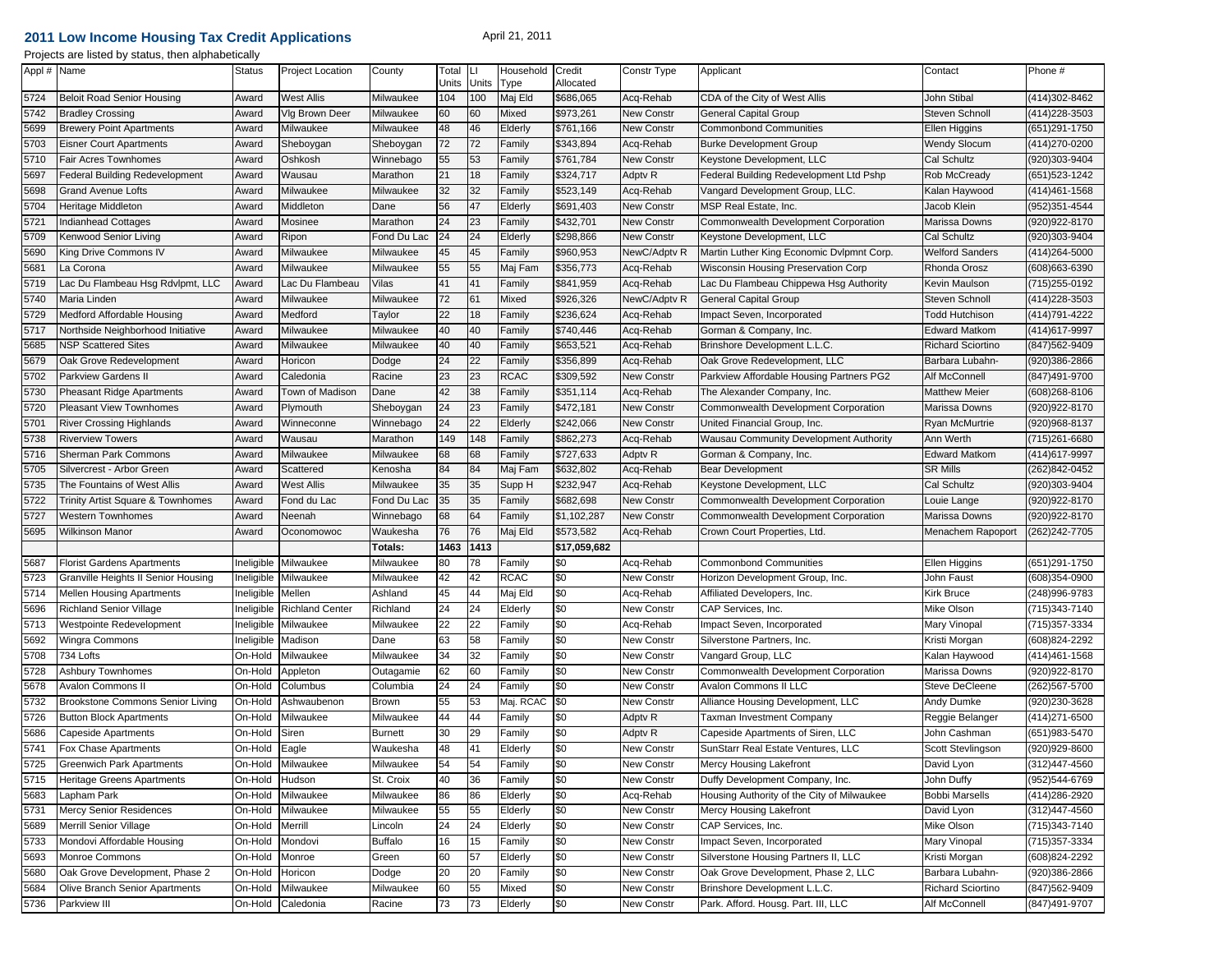# 2011 Low Income Housing Tax Credit Applications

April 21, 2011

Projects are listed by status, then alphabetically

| Appl # | Name | Status | Project Location | County | Total Units | LI Units | Household Type | Credit Allocated | Constr Type | Applicant | Contact | Phone # |
|---|---|---|---|---|---|---|---|---|---|---|---|---|
| 5724 | Beloit Road Senior Housing | Award | West Allis | Milwaukee | 104 | 100 | Maj Eld | $686,065 | Acq-Rehab | CDA of the City of West Allis | John Stibal | (414)302-8462 |
| 5742 | Bradley Crossing | Award | Vlg Brown Deer | Milwaukee | 60 | 60 | Mixed | $973,261 | New Constr | General Capital Group | Steven Schnoll | (414)228-3503 |
| 5699 | Brewery Point Apartments | Award | Milwaukee | Milwaukee | 48 | 46 | Elderly | $761,166 | New Constr | Commonbond Communities | Ellen Higgins | (651)291-1750 |
| 5703 | Eisner Court Apartments | Award | Sheboygan | Sheboygan | 72 | 72 | Family | $343,894 | Acq-Rehab | Burke Development Group | Wendy Slocum | (414)270-0200 |
| 5710 | Fair Acres Townhomes | Award | Oshkosh | Winnebago | 55 | 53 | Family | $761,784 | New Constr | Keystone Development, LLC | Cal Schultz | (920)303-9404 |
| 5697 | Federal Building Redevelopment | Award | Wausau | Marathon | 21 | 18 | Family | $324,717 | Adptv R | Federal Building Redevelopment Ltd Pshp | Rob McCready | (651)523-1242 |
| 5698 | Grand Avenue Lofts | Award | Milwaukee | Milwaukee | 32 | 32 | Family | $523,149 | Acq-Rehab | Vangard Development Group, LLC. | Kalan Haywood | (414)461-1568 |
| 5704 | Heritage Middleton | Award | Middleton | Dane | 56 | 47 | Elderly | $691,403 | New Constr | MSP Real Estate, Inc. | Jacob Klein | (952)351-4544 |
| 5721 | Indianhead Cottages | Award | Mosinee | Marathon | 24 | 23 | Family | $432,701 | New Constr | Commonwealth Development Corporation | Marissa Downs | (920)922-8170 |
| 5709 | Kenwood Senior Living | Award | Ripon | Fond Du Lac | 24 | 24 | Elderly | $298,866 | New Constr | Keystone Development, LLC | Cal Schultz | (920)303-9404 |
| 5690 | King Drive Commons IV | Award | Milwaukee | Milwaukee | 45 | 45 | Family | $960,953 | NewC/Adptv R | Martin Luther King Economic Dvlpmnt Corp. | Welford Sanders | (414)264-5000 |
| 5681 | La Corona | Award | Milwaukee | Milwaukee | 55 | 55 | Maj Fam | $356,773 | Acq-Rehab | Wisconsin Housing Preservation Corp | Rhonda Orosz | (608)663-6390 |
| 5719 | Lac Du Flambeau Hsg Rdvlpmt, LLC | Award | Lac Du Flambeau | Vilas | 41 | 41 | Family | $841,959 | Acq-Rehab | Lac Du Flambeau Chippewa Hsg Authority | Kevin Maulson | (715)255-0192 |
| 5740 | Maria Linden | Award | Milwaukee | Milwaukee | 72 | 61 | Mixed | $926,326 | NewC/Adptv R | General Capital Group | Steven Schnoll | (414)228-3503 |
| 5729 | Medford Affordable Housing | Award | Medford | Taylor | 22 | 18 | Family | $236,624 | Acq-Rehab | Impact Seven, Incorporated | Todd Hutchison | (414)791-4222 |
| 5717 | Northside Neighborhood Initiative | Award | Milwaukee | Milwaukee | 40 | 40 | Family | $740,446 | Acq-Rehab | Gorman & Company, Inc. | Edward Matkom | (414)617-9997 |
| 5685 | NSP Scattered Sites | Award | Milwaukee | Milwaukee | 40 | 40 | Family | $653,521 | Acq-Rehab | Brinshore Development L.L.C. | Richard Sciortino | (847)562-9409 |
| 5679 | Oak Grove Redevelopment | Award | Horicon | Dodge | 24 | 22 | Family | $356,899 | Acq-Rehab | Oak Grove Redevelopment, LLC | Barbara Lubahn- | (920)386-2866 |
| 5702 | Parkview Gardens II | Award | Caledonia | Racine | 23 | 23 | RCAC | $309,592 | New Constr | Parkview Affordable Housing Partners PG2 | Alf McConnell | (847)491-9700 |
| 5730 | Pheasant Ridge Apartments | Award | Town of Madison | Dane | 42 | 38 | Family | $351,114 | Acq-Rehab | The Alexander Company, Inc. | Matthew Meier | (608)268-8106 |
| 5720 | Pleasant View Townhomes | Award | Plymouth | Sheboygan | 24 | 23 | Family | $472,181 | New Constr | Commonwealth Development Corporation | Marissa Downs | (920)922-8170 |
| 5701 | River Crossing Highlands | Award | Winneconne | Winnebago | 24 | 22 | Elderly | $242,066 | New Constr | United Financial Group, Inc. | Ryan McMurtrie | (920)968-8137 |
| 5738 | Riverview Towers | Award | Wausau | Marathon | 149 | 148 | Family | $862,273 | Acq-Rehab | Wausau Community Development Authority | Ann Werth | (715)261-6680 |
| 5716 | Sherman Park Commons | Award | Milwaukee | Milwaukee | 68 | 68 | Family | $727,633 | Adptv R | Gorman & Company, Inc. | Edward Matkom | (414)617-9997 |
| 5705 | Silvercrest - Arbor Green | Award | Scattered | Kenosha | 84 | 84 | Maj Fam | $632,802 | Acq-Rehab | Bear Development | SR Mills | (262)842-0452 |
| 5735 | The Fountains of West Allis | Award | West Allis | Milwaukee | 35 | 35 | Supp H | $232,947 | Acq-Rehab | Keystone Development, LLC | Cal Schultz | (920)303-9404 |
| 5722 | Trinity Artist Square & Townhomes | Award | Fond du Lac | Fond Du Lac | 35 | 35 | Family | $682,698 | New Constr | Commonwealth Development Corporation | Louie Lange | (920)922-8170 |
| 5727 | Western Townhomes | Award | Neenah | Winnebago | 68 | 64 | Family | $1,102,287 | New Constr | Commonwealth Development Corporation | Marissa Downs | (920)922-8170 |
| 5695 | Wilkinson Manor | Award | Oconomowoc | Waukesha | 76 | 76 | Maj Eld | $573,582 | Acq-Rehab | Crown Court Properties, Ltd. | Menachem Rapoport | (262)242-7705 |
| | | | | Totals: | 1463 | 1413 | | $17,059,682 | | | | |
| 5687 | Florist Gardens Apartments | Ineligible | Milwaukee | Milwaukee | 80 | 78 | Family | $0 | Acq-Rehab | Commonbond Communities | Ellen Higgins | (651)291-1750 |
| 5723 | Granville Heights II Senior Housing | Ineligible | Milwaukee | Milwaukee | 42 | 42 | RCAC | $0 | New Constr | Horizon Development Group, Inc. | John Faust | (608)354-0900 |
| 5714 | Mellen Housing Apartments | Ineligible | Mellen | Ashland | 45 | 44 | Maj Eld | $0 | Acq-Rehab | Affiliated Developers, Inc. | Kirk Bruce | (248)996-9783 |
| 5696 | Richland Senior Village | Ineligible | Richland Center | Richland | 24 | 24 | Elderly | $0 | New Constr | CAP Services, Inc. | Mike Olson | (715)343-7140 |
| 5713 | Westpointe Redevelopment | Ineligible | Milwaukee | Milwaukee | 22 | 22 | Family | $0 | Acq-Rehab | Impact Seven, Incorporated | Mary Vinopal | (715)357-3334 |
| 5692 | Wingra Commons | Ineligible | Madison | Dane | 63 | 58 | Family | $0 | New Constr | Silverstone Partners, Inc. | Kristi Morgan | (608)824-2292 |
| 5708 | 734 Lofts | On-Hold | Milwaukee | Milwaukee | 34 | 32 | Family | $0 | New Constr | Vangard Group, LLC | Kalan Haywood | (414)461-1568 |
| 5728 | Ashbury Townhomes | On-Hold | Appleton | Outagamie | 62 | 60 | Family | $0 | New Constr | Commonwealth Development Corporation | Marissa Downs | (920)922-8170 |
| 5678 | Avalon Commons II | On-Hold | Columbus | Columbia | 24 | 24 | Family | $0 | New Constr | Avalon Commons II LLC | Steve DeCleene | (262)567-5700 |
| 5732 | Brookstone Commons Senior Living | On-Hold | Ashwaubenon | Brown | 55 | 53 | Maj. RCAC | $0 | New Constr | Alliance Housing Development, LLC | Andy Dumke | (920)230-3628 |
| 5726 | Button Block Apartments | On-Hold | Milwaukee | Milwaukee | 44 | 44 | Family | $0 | Adptv R | Taxman Investment Company | Reggie Belanger | (414)271-6500 |
| 5686 | Capeside Apartments | On-Hold | Siren | Burnett | 30 | 29 | Family | $0 | Adptv R | Capeside Apartments of Siren, LLC | John Cashman | (651)983-5470 |
| 5741 | Fox Chase Apartments | On-Hold | Eagle | Waukesha | 48 | 41 | Elderly | $0 | New Constr | SunStarr Real Estate Ventures, LLC | Scott Stevlingson | (920)929-8600 |
| 5725 | Greenwich Park Apartments | On-Hold | Milwaukee | Milwaukee | 54 | 54 | Family | $0 | New Constr | Mercy Housing Lakefront | David Lyon | (312)447-4560 |
| 5715 | Heritage Greens Apartments | On-Hold | Hudson | St. Croix | 40 | 36 | Family | $0 | New Constr | Duffy Development Company, Inc. | John Duffy | (952)544-6769 |
| 5683 | Lapham Park | On-Hold | Milwaukee | Milwaukee | 86 | 86 | Elderly | $0 | Acq-Rehab | Housing Authority of the City of Milwaukee | Bobbi Marsells | (414)286-2920 |
| 5731 | Mercy Senior Residences | On-Hold | Milwaukee | Milwaukee | 55 | 55 | Elderly | $0 | New Constr | Mercy Housing Lakefront | David Lyon | (312)447-4560 |
| 5689 | Merrill Senior Village | On-Hold | Merrill | Lincoln | 24 | 24 | Elderly | $0 | New Constr | CAP Services, Inc. | Mike Olson | (715)343-7140 |
| 5733 | Mondovi Affordable Housing | On-Hold | Mondovi | Buffalo | 16 | 15 | Family | $0 | New Constr | Impact Seven, Incorporated | Mary Vinopal | (715)357-3334 |
| 5693 | Monroe Commons | On-Hold | Monroe | Green | 60 | 57 | Elderly | $0 | New Constr | Silverstone Housing Partners II, LLC | Kristi Morgan | (608)824-2292 |
| 5680 | Oak Grove Development, Phase 2 | On-Hold | Horicon | Dodge | 20 | 20 | Family | $0 | New Constr | Oak Grove Development, Phase 2, LLC | Barbara Lubahn- | (920)386-2866 |
| 5684 | Olive Branch Senior Apartments | On-Hold | Milwaukee | Milwaukee | 60 | 55 | Mixed | $0 | New Constr | Brinshore Development L.L.C. | Richard Sciortino | (847)562-9409 |
| 5736 | Parkview III | On-Hold | Caledonia | Racine | 73 | 73 | Elderly | $0 | New Constr | Park. Afford. Housg. Part. III, LLC | Alf McConnell | (847)491-9707 |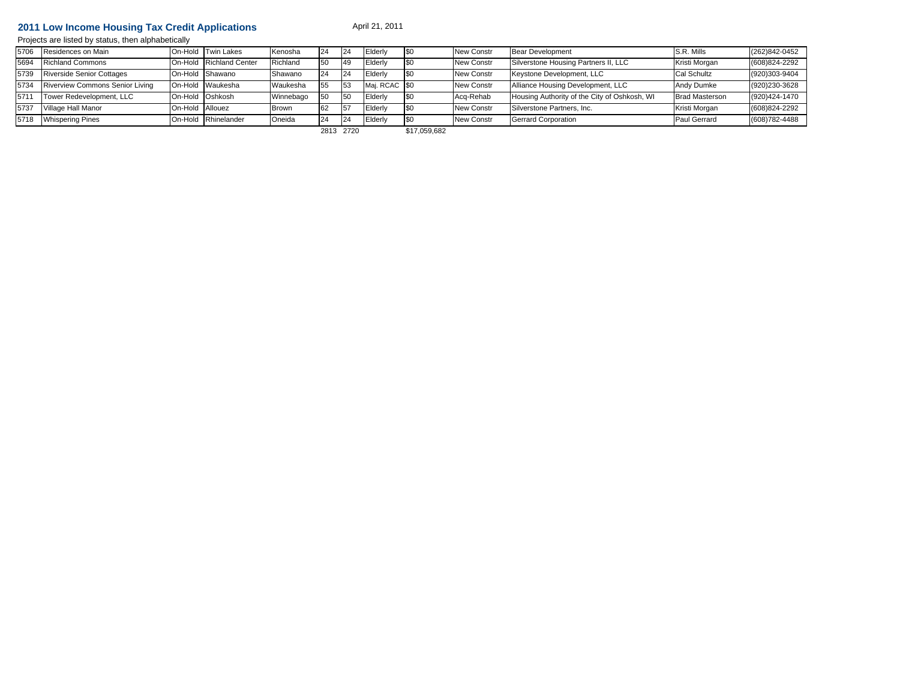**2011 Low Income Housing Tax Credit Applications**

April 21, 2011

Projects are listed by status, then alphabetically

| | | | | | | | | | | | | |
|---|---|---|---|---|---|---|---|---|---|---|---|---|
| 5706 | Residences on Main | On-Hold | Twin Lakes | Kenosha | 24 | 24 | Elderly | $0 | New Constr | Bear Development | S.R. Mills | (262)842-0452 |
| 5694 | Richland Commons | On-Hold | Richland Center | Richland | 50 | 49 | Elderly | $0 | New Constr | Silverstone Housing Partners II, LLC | Kristi Morgan | (608)824-2292 |
| 5739 | Riverside Senior Cottages | On-Hold | Shawano | Shawano | 24 | 24 | Elderly | $0 | New Constr | Keystone Development, LLC | Cal Schultz | (920)303-9404 |
| 5734 | Riverview Commons Senior Living | On-Hold | Waukesha | Waukesha | 55 | 53 | Maj. RCAC | $0 | New Constr | Alliance Housing Development, LLC | Andy Dumke | (920)230-3628 |
| 5711 | Tower Redevelopment, LLC | On-Hold | Oshkosh | Winnebago | 50 | 50 | Elderly | $0 | Acq-Rehab | Housing Authority of the City of Oshkosh, WI | Brad Masterson | (920)424-1470 |
| 5737 | Village Hall Manor | On-Hold | Allouez | Brown | 62 | 57 | Elderly | $0 | New Constr | Silverstone Partners, Inc. | Kristi Morgan | (608)824-2292 |
| 5718 | Whispering Pines | On-Hold | Rhinelander | Oneida | 24 | 24 | Elderly | $0 | New Constr | Gerrard Corporation | Paul Gerrard | (608)782-4488 |
| | | | | | 2813 | 2720 | | $17,059,682 | | | | |